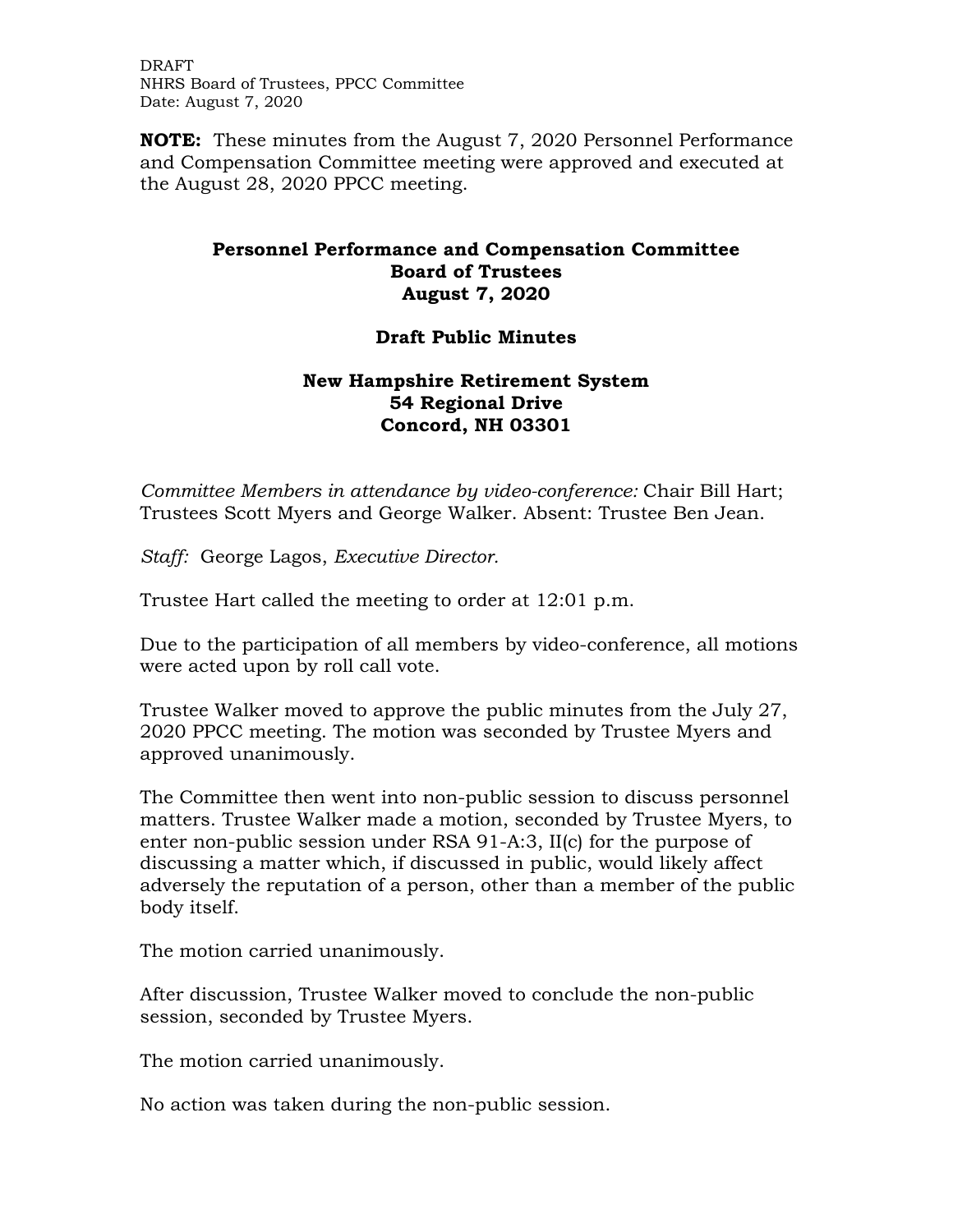DRAFT
NHRS Board of Trustees, PPCC Committee
Date: August 7, 2020

**NOTE:** These minutes from the August 7, 2020 Personnel Performance and Compensation Committee meeting were approved and executed at the August 28, 2020 PPCC meeting.

# Personnel Performance and Compensation Committee
## Board of Trustees
## August 7, 2020

## Draft Public Minutes

## New Hampshire Retirement System
## 54 Regional Drive
## Concord, NH 03301

*Committee Members in attendance by video-conference:* Chair Bill Hart; Trustees Scott Myers and George Walker. Absent: Trustee Ben Jean.

*Staff:* George Lagos, *Executive Director.*

Trustee Hart called the meeting to order at 12:01 p.m.

Due to the participation of all members by video-conference, all motions were acted upon by roll call vote.

Trustee Walker moved to approve the public minutes from the July 27, 2020 PPCC meeting. The motion was seconded by Trustee Myers and approved unanimously.

The Committee then went into non-public session to discuss personnel matters. Trustee Walker made a motion, seconded by Trustee Myers, to enter non-public session under RSA 91-A:3, II(c) for the purpose of discussing a matter which, if discussed in public, would likely affect adversely the reputation of a person, other than a member of the public body itself.

The motion carried unanimously.

After discussion, Trustee Walker moved to conclude the non-public session, seconded by Trustee Myers.

The motion carried unanimously.

No action was taken during the non-public session.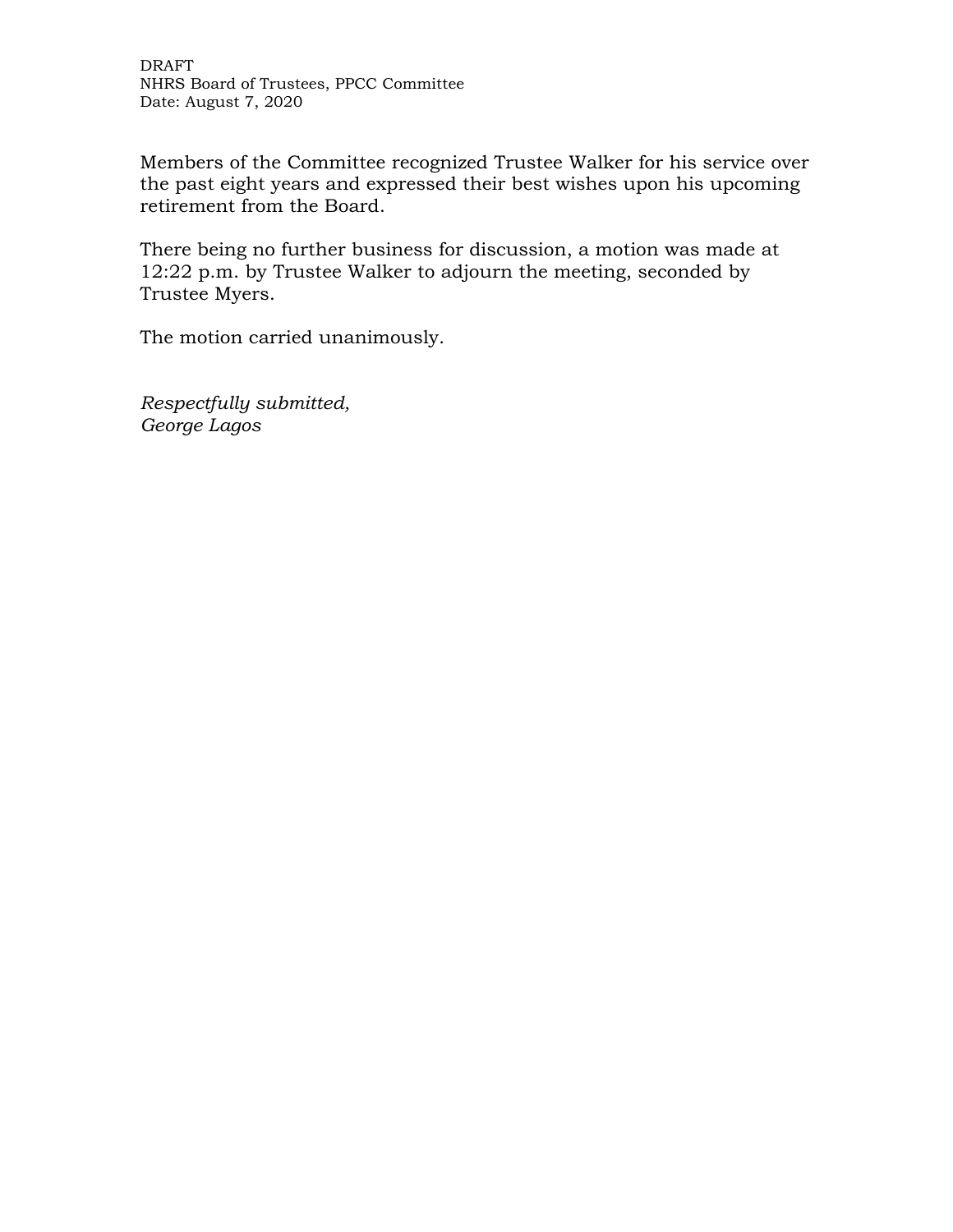Members of the Committee recognized Trustee Walker for his service over the past eight years and expressed their best wishes upon his upcoming retirement from the Board.

There being no further business for discussion, a motion was made at 12:22 p.m. by Trustee Walker to adjourn the meeting, seconded by Trustee Myers.

The motion carried unanimously.

*Respectfully submitted,*
*George Lagos*